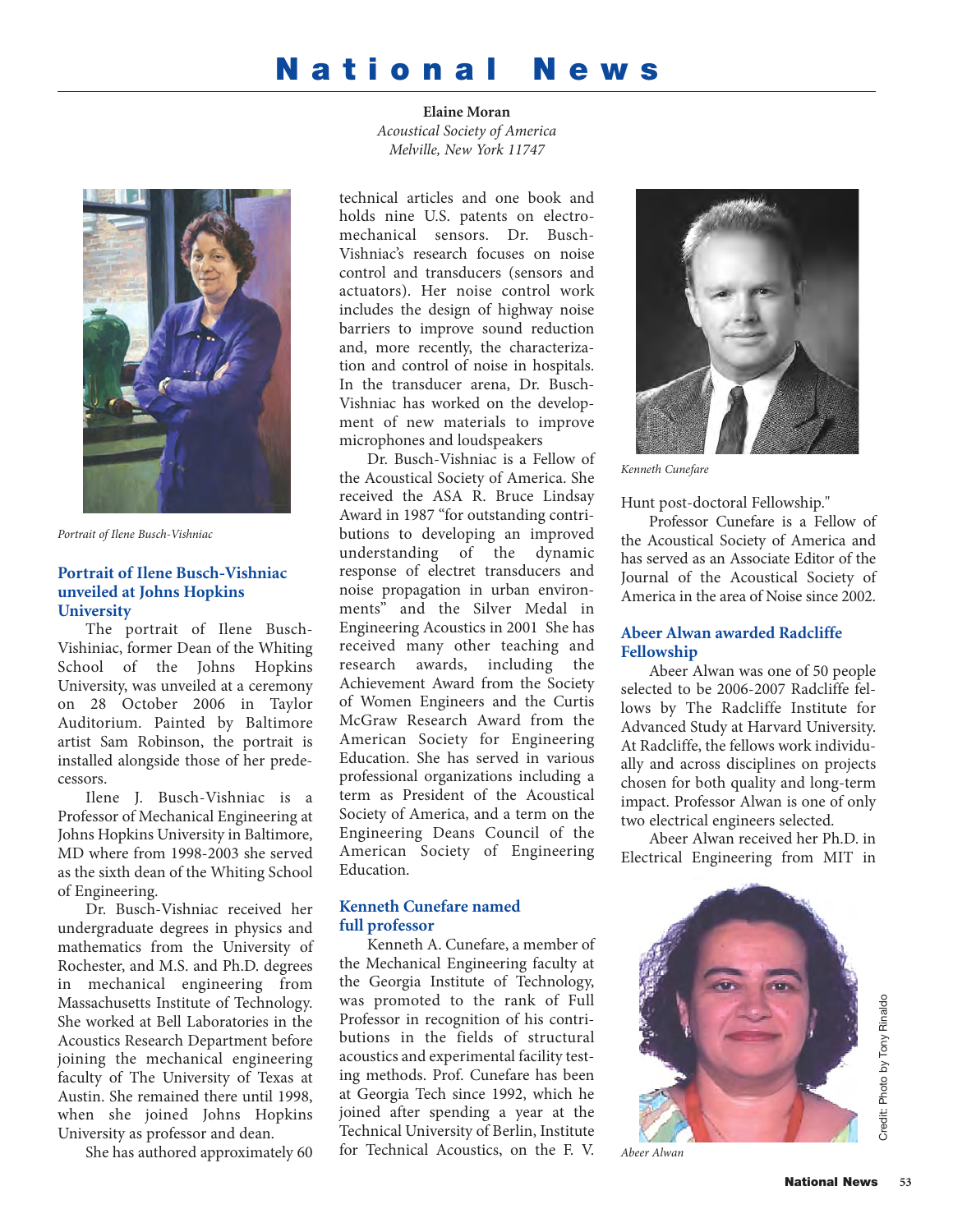# National News

**Elaine Moran**
*Acoustical Society of America*
*Melville, New York 11747*

*Portrait of Ilene Busch-Vishniac*

## Portrait of Ilene Busch-Vishniac unveiled at Johns Hopkins University

The portrait of Ilene Busch-Vishniac, former Dean of the Whiting School of the Johns Hopkins University, was unveiled at a ceremony on 28 October 2006 in Taylor Auditorium. Painted by Baltimore artist Sam Robinson, the portrait is installed alongside those of her predecessors.

Ilene J. Busch-Vishniac is a Professor of Mechanical Engineering at Johns Hopkins University in Baltimore, MD where from 1998-2003 she served as the sixth dean of the Whiting School of Engineering.

Dr. Busch-Vishniac received her undergraduate degrees in physics and mathematics from the University of Rochester, and M.S. and Ph.D. degrees in mechanical engineering from Massachusetts Institute of Technology. She worked at Bell Laboratories in the Acoustics Research Department before joining the mechanical engineering faculty of The University of Texas at Austin. She remained there until 1998, when she joined Johns Hopkins University as professor and dean.

She has authored approximately 60 technical articles and one book and holds nine U.S. patents on electromechanical sensors. Dr. Busch-Vishniac's research focuses on noise control and transducers (sensors and actuators). Her noise control work includes the design of highway noise barriers to improve sound reduction and, more recently, the characterization and control of noise in hospitals. In the transducer arena, Dr. Busch-Vishniac has worked on the development of new materials to improve microphones and loudspeakers

Dr. Busch-Vishniac is a Fellow of the Acoustical Society of America. She received the ASA R. Bruce Lindsay Award in 1987 "for outstanding contributions to developing an improved understanding of the dynamic response of electret transducers and noise propagation in urban environments" and the Silver Medal in Engineering Acoustics in 2001 She has received many other teaching and research awards, including the Achievement Award from the Society of Women Engineers and the Curtis McGraw Research Award from the American Society for Engineering Education. She has served in various professional organizations including a term as President of the Acoustical Society of America, and a term on the Engineering Deans Council of the American Society of Engineering Education.

## Kenneth Cunefare named full professor

*Kenneth Cunefare*

Kenneth A. Cunefare, a member of the Mechanical Engineering faculty at the Georgia Institute of Technology, was promoted to the rank of Full Professor in recognition of his contributions in the fields of structural acoustics and experimental facility testing methods. Prof. Cunefare has been at Georgia Tech since 1992, which he joined after spending a year at the Technical University of Berlin, Institute for Technical Acoustics, on the F. V. Hunt post-doctoral Fellowship."

Professor Cunefare is a Fellow of the Acoustical Society of America and has served as an Associate Editor of the Journal of the Acoustical Society of America in the area of Noise since 2002.

## Abeer Alwan awarded Radcliffe Fellowship

Abeer Alwan was one of 50 people selected to be 2006-2007 Radcliffe fellows by The Radcliffe Institute for Advanced Study at Harvard University. At Radcliffe, the fellows work individually and across disciplines on projects chosen for both quality and long-term impact. Professor Alwan is one of only two electrical engineers selected.

Abeer Alwan received her Ph.D. in Electrical Engineering from MIT in

*Abeer Alwan*

Credit: Photo by Tony Rinaldo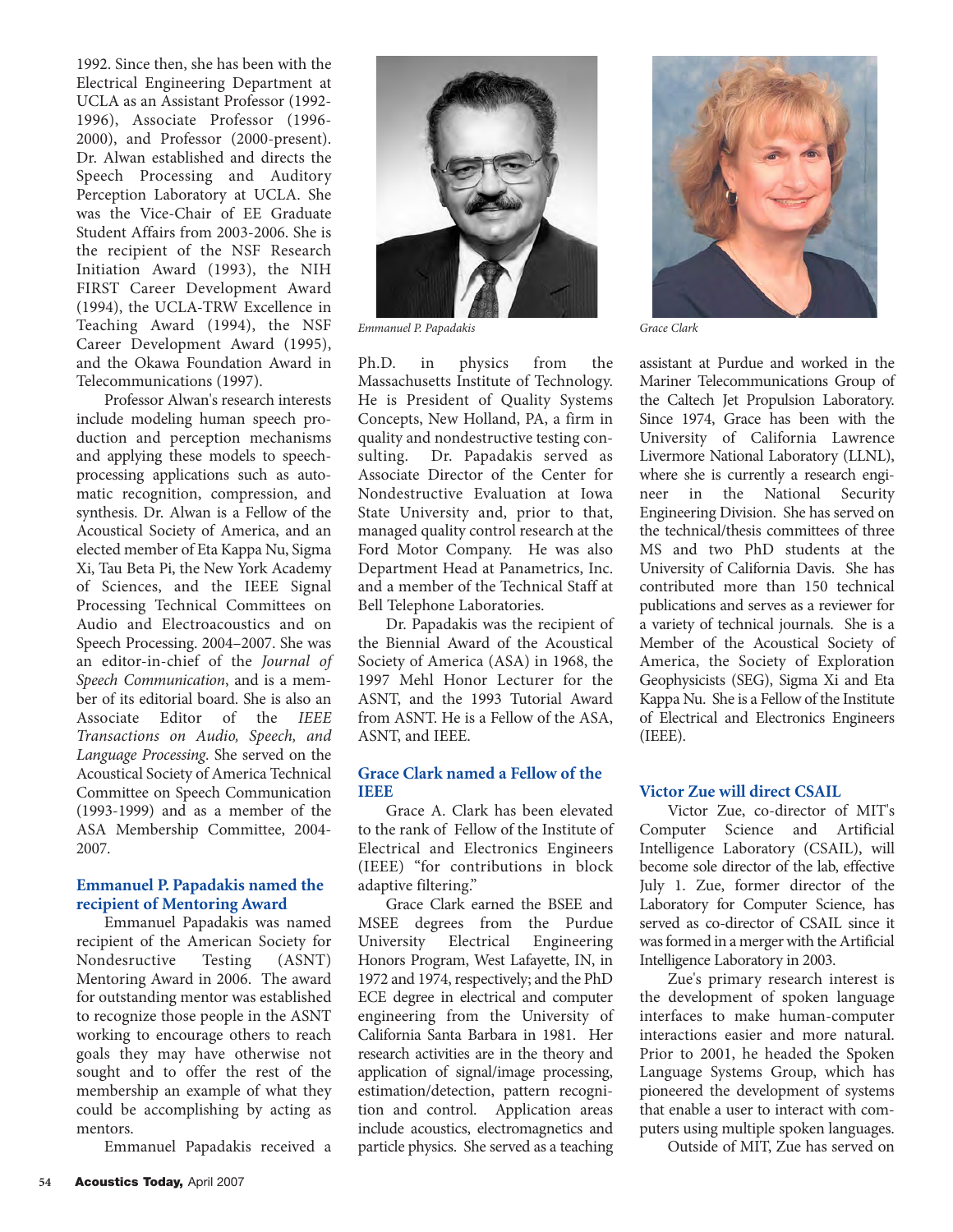1992. Since then, she has been with the Electrical Engineering Department at UCLA as an Assistant Professor (1992-1996), Associate Professor (1996-2000), and Professor (2000-present). Dr. Alwan established and directs the Speech Processing and Auditory Perception Laboratory at UCLA. She was the Vice-Chair of EE Graduate Student Affairs from 2003-2006. She is the recipient of the NSF Research Initiation Award (1993), the NIH FIRST Career Development Award (1994), the UCLA-TRW Excellence in Teaching Award (1994), the NSF Career Development Award (1995), and the Okawa Foundation Award in Telecommunications (1997).

Professor Alwan's research interests include modeling human speech production and perception mechanisms and applying these models to speech-processing applications such as automatic recognition, compression, and synthesis. Dr. Alwan is a Fellow of the Acoustical Society of America, and an elected member of Eta Kappa Nu, Sigma Xi, Tau Beta Pi, the New York Academy of Sciences, and the IEEE Signal Processing Technical Committees on Audio and Electroacoustics and on Speech Processing. 2004–2007. She was an editor-in-chief of the *Journal of Speech Communication*, and is a member of its editorial board. She is also an Associate Editor of the *IEEE Transactions on Audio, Speech, and Language Processing*. She served on the Acoustical Society of America Technical Committee on Speech Communication (1993-1999) and as a member of the ASA Membership Committee, 2004-2007.

### Emmanuel P. Papadakis named the recipient of Mentoring Award

Emmanuel Papadakis was named recipient of the American Society for Nondesructive Testing (ASNT) Mentoring Award in 2006. The award for outstanding mentor was established to recognize those people in the ASNT working to encourage others to reach goals they may have otherwise not sought and to offer the rest of the membership an example of what they could be accomplishing by acting as mentors.

Emmanuel Papadakis received a Ph.D. in physics from the Massachusetts Institute of Technology. He is President of Quality Systems Concepts, New Holland, PA, a firm in quality and nondestructive testing consulting. Dr. Papadakis served as Associate Director of the Center for Nondestructive Evaluation at Iowa State University and, prior to that, managed quality control research at the Ford Motor Company. He was also Department Head at Panametrics, Inc. and a member of the Technical Staff at Bell Telephone Laboratories.

*Emmanuel P. Papadakis*

Dr. Papadakis was the recipient of the Biennial Award of the Acoustical Society of America (ASA) in 1968, the 1997 Mehl Honor Lecturer for the ASNT, and the 1993 Tutorial Award from ASNT. He is a Fellow of the ASA, ASNT, and IEEE.

### Grace Clark named a Fellow of the IEEE

Grace A. Clark has been elevated to the rank of Fellow of the Institute of Electrical and Electronics Engineers (IEEE) "for contributions in block adaptive filtering."

Grace Clark earned the BSEE and MSEE degrees from the Purdue University Electrical Engineering Honors Program, West Lafayette, IN, in 1972 and 1974, respectively; and the PhD ECE degree in electrical and computer engineering from the University of California Santa Barbara in 1981. Her research activities are in the theory and application of signal/image processing, estimation/detection, pattern recognition and control. Application areas include acoustics, electromagnetics and particle physics. She served as a teaching assistant at Purdue and worked in the Mariner Telecommunications Group of the Caltech Jet Propulsion Laboratory. Since 1974, Grace has been with the University of California Lawrence Livermore National Laboratory (LLNL), where she is currently a research engineer in the National Security Engineering Division. She has served on the technical/thesis committees of three MS and two PhD students at the University of California Davis. She has contributed more than 150 technical publications and serves as a reviewer for a variety of technical journals. She is a Member of the Acoustical Society of America, the Society of Exploration Geophysicists (SEG), Sigma Xi and Eta Kappa Nu. She is a Fellow of the Institute of Electrical and Electronics Engineers (IEEE).

*Grace Clark*

### Victor Zue will direct CSAIL

Victor Zue, co-director of MIT's Computer Science and Artificial Intelligence Laboratory (CSAIL), will become sole director of the lab, effective July 1. Zue, former director of the Laboratory for Computer Science, has served as co-director of CSAIL since it was formed in a merger with the Artificial Intelligence Laboratory in 2003.

Zue's primary research interest is the development of spoken language interfaces to make human-computer interactions easier and more natural. Prior to 2001, he headed the Spoken Language Systems Group, which has pioneered the development of systems that enable a user to interact with computers using multiple spoken languages.

Outside of MIT, Zue has served on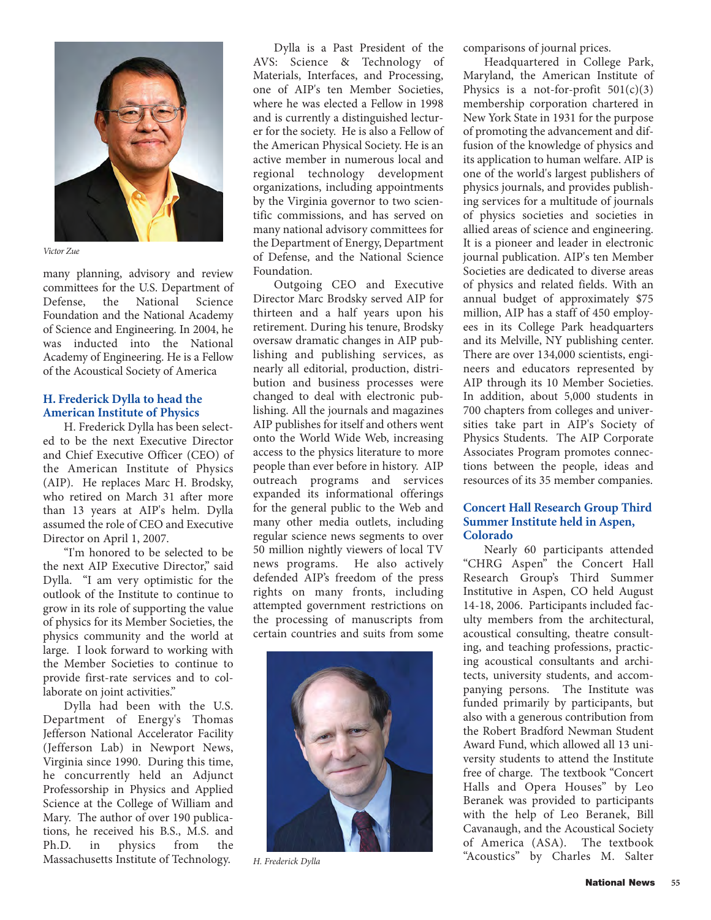*Victor Zue*

many planning, advisory and review committees for the U.S. Department of Defense, the National Science Foundation and the National Academy of Science and Engineering. In 2004, he was inducted into the National Academy of Engineering. He is a Fellow of the Acoustical Society of America

### H. Frederick Dylla to head the American Institute of Physics

H. Frederick Dylla has been selected to be the next Executive Director and Chief Executive Officer (CEO) of the American Institute of Physics (AIP). He replaces Marc H. Brodsky, who retired on March 31 after more than 13 years at AIP's helm. Dylla assumed the role of CEO and Executive Director on April 1, 2007.

"I'm honored to be selected to be the next AIP Executive Director," said Dylla. "I am very optimistic for the outlook of the Institute to continue to grow in its role of supporting the value of physics for its Member Societies, the physics community and the world at large. I look forward to working with the Member Societies to continue to provide first-rate services and to collaborate on joint activities."

Dylla had been with the U.S. Department of Energy's Thomas Jefferson National Accelerator Facility (Jefferson Lab) in Newport News, Virginia since 1990. During this time, he concurrently held an Adjunct Professorship in Physics and Applied Science at the College of William and Mary. The author of over 190 publications, he received his B.S., M.S. and Ph.D. in physics from the Massachusetts Institute of Technology.

Dylla is a Past President of the AVS: Science & Technology of Materials, Interfaces, and Processing, one of AIP's ten Member Societies, where he was elected a Fellow in 1998 and is currently a distinguished lecturer for the society. He is also a Fellow of the American Physical Society. He is an active member in numerous local and regional technology development organizations, including appointments by the Virginia governor to two scientific commissions, and has served on many national advisory committees for the Department of Energy, Department of Defense, and the National Science Foundation.

Outgoing CEO and Executive Director Marc Brodsky served AIP for thirteen and a half years upon his retirement. During his tenure, Brodsky oversaw dramatic changes in AIP publishing and publishing services, as nearly all editorial, production, distribution and business processes were changed to deal with electronic publishing. All the journals and magazines AIP publishes for itself and others went onto the World Wide Web, increasing access to the physics literature to more people than ever before in history. AIP outreach programs and services expanded its informational offerings for the general public to the Web and many other media outlets, including regular science news segments to over 50 million nightly viewers of local TV news programs. He also actively defended AIP's freedom of the press rights on many fronts, including attempted government restrictions on the processing of manuscripts from certain countries and suits from some comparisons of journal prices.

*H. Frederick Dylla*

Headquartered in College Park, Maryland, the American Institute of Physics is a not-for-profit 501(c)(3) membership corporation chartered in New York State in 1931 for the purpose of promoting the advancement and diffusion of the knowledge of physics and its application to human welfare. AIP is one of the world's largest publishers of physics journals, and provides publishing services for a multitude of journals of physics societies and societies in allied areas of science and engineering. It is a pioneer and leader in electronic journal publication. AIP's ten Member Societies are dedicated to diverse areas of physics and related fields. With an annual budget of approximately $75 million, AIP has a staff of 450 employees in its College Park headquarters and its Melville, NY publishing center. There are over 134,000 scientists, engineers and educators represented by AIP through its 10 Member Societies. In addition, about 5,000 students in 700 chapters from colleges and universities take part in AIP's Society of Physics Students. The AIP Corporate Associates Program promotes connections between the people, ideas and resources of its 35 member companies.

### Concert Hall Research Group Third Summer Institute held in Aspen, Colorado

Nearly 60 participants attended "CHRG Aspen" the Concert Hall Research Group's Third Summer Institutive in Aspen, CO held August 14-18, 2006. Participants included faculty members from the architectural, acoustical consulting, theatre consulting, and teaching professions, practicing acoustical consultants and architects, university students, and accompanying persons. The Institute was funded primarily by participants, but also with a generous contribution from the Robert Bradford Newman Student Award Fund, which allowed all 13 university students to attend the Institute free of charge. The textbook "Concert Halls and Opera Houses" by Leo Beranek was provided to participants with the help of Leo Beranek, Bill Cavanaugh, and the Acoustical Society of America (ASA). The textbook "Acoustics" by Charles M. Salter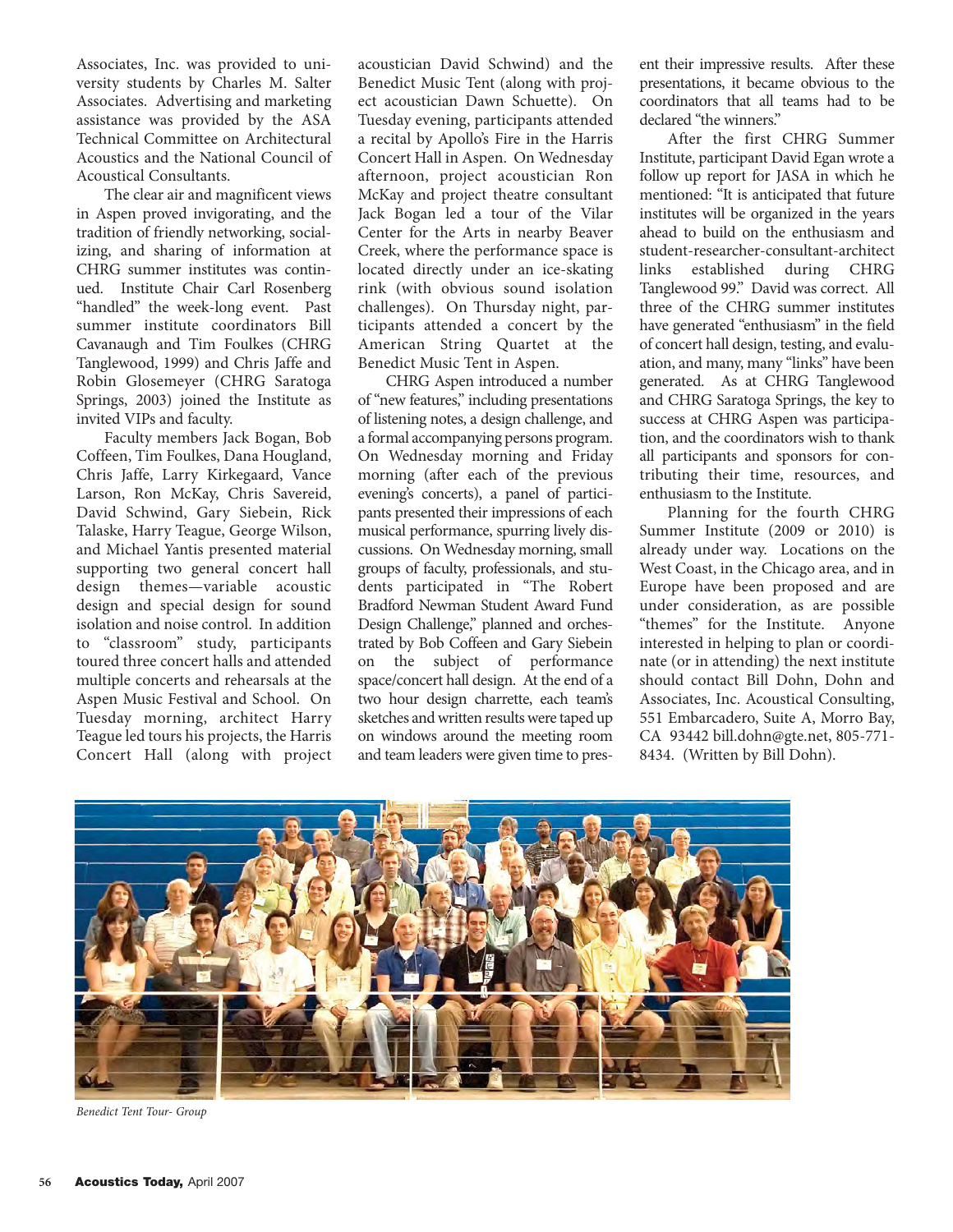Associates, Inc. was provided to university students by Charles M. Salter Associates. Advertising and marketing assistance was provided by the ASA Technical Committee on Architectural Acoustics and the National Council of Acoustical Consultants.

The clear air and magnificent views in Aspen proved invigorating, and the tradition of friendly networking, socializing, and sharing of information at CHRG summer institutes was continued. Institute Chair Carl Rosenberg "handled" the week-long event. Past summer institute coordinators Bill Cavanaugh and Tim Foulkes (CHRG Tanglewood, 1999) and Chris Jaffe and Robin Glosemeyer (CHRG Saratoga Springs, 2003) joined the Institute as invited VIPs and faculty.

Faculty members Jack Bogan, Bob Coffeen, Tim Foulkes, Dana Hougland, Chris Jaffe, Larry Kirkegaard, Vance Larson, Ron McKay, Chris Savereid, David Schwind, Gary Siebein, Rick Talaske, Harry Teague, George Wilson, and Michael Yantis presented material supporting two general concert hall design themes—variable acoustic design and special design for sound isolation and noise control. In addition to "classroom" study, participants toured three concert halls and attended multiple concerts and rehearsals at the Aspen Music Festival and School. On Tuesday morning, architect Harry Teague led tours his projects, the Harris Concert Hall (along with project acoustician David Schwind) and the Benedict Music Tent (along with project acoustician Dawn Schuette). On Tuesday evening, participants attended a recital by Apollo's Fire in the Harris Concert Hall in Aspen. On Wednesday afternoon, project acoustician Ron McKay and project theatre consultant Jack Bogan led a tour of the Vilar Center for the Arts in nearby Beaver Creek, where the performance space is located directly under an ice-skating rink (with obvious sound isolation challenges). On Thursday night, participants attended a concert by the American String Quartet at the Benedict Music Tent in Aspen.

CHRG Aspen introduced a number of "new features," including presentations of listening notes, a design challenge, and a formal accompanying persons program. On Wednesday morning and Friday morning (after each of the previous evening's concerts), a panel of participants presented their impressions of each musical performance, spurring lively discussions. On Wednesday morning, small groups of faculty, professionals, and students participated in "The Robert Bradford Newman Student Award Fund Design Challenge," planned and orchestrated by Bob Coffeen and Gary Siebein on the subject of performance space/concert hall design. At the end of a two hour design charrette, each team's sketches and written results were taped up on windows around the meeting room and team leaders were given time to present their impressive results. After these presentations, it became obvious to the coordinators that all teams had to be declared "the winners."

After the first CHRG Summer Institute, participant David Egan wrote a follow up report for JASA in which he mentioned: "It is anticipated that future institutes will be organized in the years ahead to build on the enthusiasm and student-researcher-consultant-architect links established during CHRG Tanglewood 99." David was correct. All three of the CHRG summer institutes have generated "enthusiasm" in the field of concert hall design, testing, and evaluation, and many, many "links" have been generated. As at CHRG Tanglewood and CHRG Saratoga Springs, the key to success at CHRG Aspen was participation, and the coordinators wish to thank all participants and sponsors for contributing their time, resources, and enthusiasm to the Institute.

Planning for the fourth CHRG Summer Institute (2009 or 2010) is already under way. Locations on the West Coast, in the Chicago area, and in Europe have been proposed and are under consideration, as are possible "themes" for the Institute. Anyone interested in helping to plan or coordinate (or in attending) the next institute should contact Bill Dohn, Dohn and Associates, Inc. Acoustical Consulting, 551 Embarcadero, Suite A, Morro Bay, CA 93442 bill.dohn@gte.net, 805-771-8434. (Written by Bill Dohn).

*Benedict Tent Tour- Group*